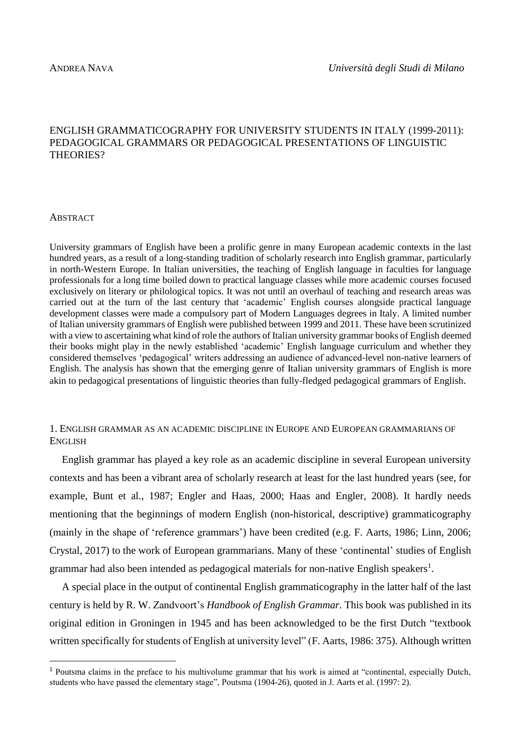ANDREA NAVA *Università degli Studi di Milano*

# ENGLISH GRAMMATICOGRAPHY FOR UNIVERSITY STUDENTS IN ITALY (1999-2011): PEDAGOGICAL GRAMMARS OR PEDAGOGICAL PRESENTATIONS OF LINGUISTIC THEORIES?

## ABSTRACT

University grammars of English have been a prolific genre in many European academic contexts in the last hundred years, as a result of a long-standing tradition of scholarly research into English grammar, particularly in north-Western Europe. In Italian universities, the teaching of English language in faculties for language professionals for a long time boiled down to practical language classes while more academic courses focused exclusively on literary or philological topics. It was not until an overhaul of teaching and research areas was carried out at the turn of the last century that 'academic' English courses alongside practical language development classes were made a compulsory part of Modern Languages degrees in Italy. A limited number of Italian university grammars of English were published between 1999 and 2011. These have been scrutinized with a view to ascertaining what kind of role the authors of Italian university grammar books of English deemed their books might play in the newly established 'academic' English language curriculum and whether they considered themselves 'pedagogical' writers addressing an audience of advanced-level non-native learners of English. The analysis has shown that the emerging genre of Italian university grammars of English is more akin to pedagogical presentations of linguistic theories than fully-fledged pedagogical grammars of English.

## 1. ENGLISH GRAMMAR AS AN ACADEMIC DISCIPLINE IN EUROPE AND EUROPEAN GRAMMARIANS OF ENGLISH

English grammar has played a key role as an academic discipline in several European university contexts and has been a vibrant area of scholarly research at least for the last hundred years (see, for example, Bunt et al., 1987; Engler and Haas, 2000; Haas and Engler, 2008). It hardly needs mentioning that the beginnings of modern English (non-historical, descriptive) grammaticography (mainly in the shape of 'reference grammars') have been credited (e.g. F. Aarts, 1986; Linn, 2006; Crystal, 2017) to the work of European grammarians. Many of these 'continental' studies of English grammar had also been intended as pedagogical materials for non-native English speakers[1].

A special place in the output of continental English grammaticography in the latter half of the last century is held by R. W. Zandvoort's *Handbook of English Grammar.* This book was published in its original edition in Groningen in 1945 and has been acknowledged to be the first Dutch "textbook written specifically for students of English at university level" (F. Aarts, 1986: 375). Although written

[1] Poutsma claims in the preface to his multivolume grammar that his work is aimed at "continental, especially Dutch, students who have passed the elementary stage", Poutsma (1904-26), quoted in J. Aarts et al. (1997: 2).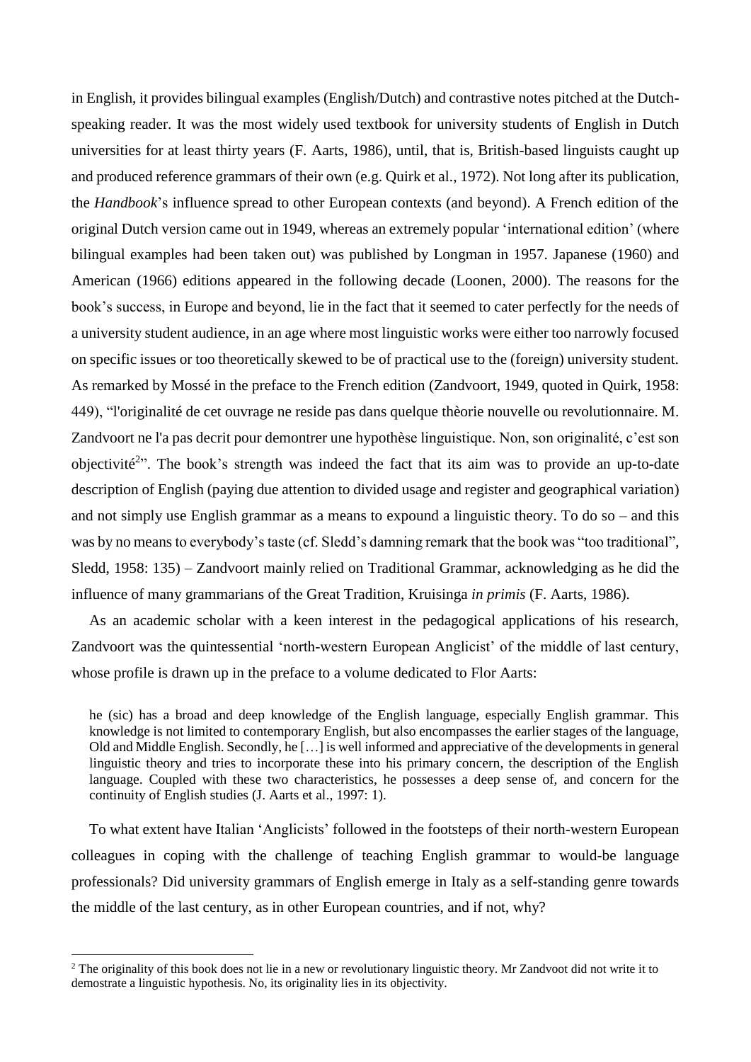in English, it provides bilingual examples (English/Dutch) and contrastive notes pitched at the Dutch-speaking reader. It was the most widely used textbook for university students of English in Dutch universities for at least thirty years (F. Aarts, 1986), until, that is, British-based linguists caught up and produced reference grammars of their own (e.g. Quirk et al., 1972). Not long after its publication, the *Handbook*'s influence spread to other European contexts (and beyond). A French edition of the original Dutch version came out in 1949, whereas an extremely popular 'international edition' (where bilingual examples had been taken out) was published by Longman in 1957. Japanese (1960) and American (1966) editions appeared in the following decade (Loonen, 2000). The reasons for the book's success, in Europe and beyond, lie in the fact that it seemed to cater perfectly for the needs of a university student audience, in an age where most linguistic works were either too narrowly focused on specific issues or too theoretically skewed to be of practical use to the (foreign) university student. As remarked by Mossé in the preface to the French edition (Zandvoort, 1949, quoted in Quirk, 1958: 449), "l'originalité de cet ouvrage ne reside pas dans quelque thèorie nouvelle ou revolutionnaire. M. Zandvoort ne l'a pas decrit pour demontrer une hypothèse linguistique. Non, son originalité, c'est son objectivité[2]". The book's strength was indeed the fact that its aim was to provide an up-to-date description of English (paying due attention to divided usage and register and geographical variation) and not simply use English grammar as a means to expound a linguistic theory. To do so – and this was by no means to everybody's taste (cf. Sledd's damning remark that the book was "too traditional", Sledd, 1958: 135) – Zandvoort mainly relied on Traditional Grammar, acknowledging as he did the influence of many grammarians of the Great Tradition, Kruisinga *in primis* (F. Aarts, 1986).

As an academic scholar with a keen interest in the pedagogical applications of his research, Zandvoort was the quintessential 'north-western European Anglicist' of the middle of last century, whose profile is drawn up in the preface to a volume dedicated to Flor Aarts:

> he (sic) has a broad and deep knowledge of the English language, especially English grammar. This knowledge is not limited to contemporary English, but also encompasses the earlier stages of the language, Old and Middle English. Secondly, he […] is well informed and appreciative of the developments in general linguistic theory and tries to incorporate these into his primary concern, the description of the English language. Coupled with these two characteristics, he possesses a deep sense of, and concern for the continuity of English studies (J. Aarts et al., 1997: 1).

To what extent have Italian 'Anglicists' followed in the footsteps of their north-western European colleagues in coping with the challenge of teaching English grammar to would-be language professionals? Did university grammars of English emerge in Italy as a self-standing genre towards the middle of the last century, as in other European countries, and if not, why?

[2] The originality of this book does not lie in a new or revolutionary linguistic theory. Mr Zandvoot did not write it to demostrate a linguistic hypothesis. No, its originality lies in its objectivity.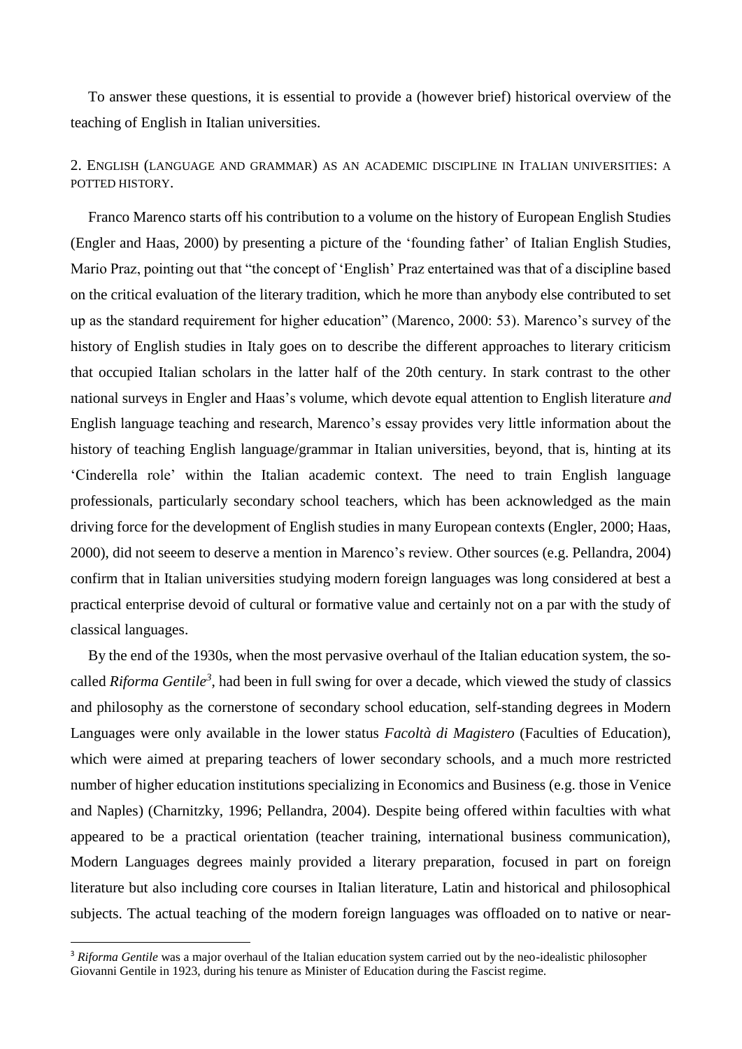To answer these questions, it is essential to provide a (however brief) historical overview of the teaching of English in Italian universities.

## 2. English (language and grammar) as an academic discipline in Italian universities: a potted history.

Franco Marenco starts off his contribution to a volume on the history of European English Studies (Engler and Haas, 2000) by presenting a picture of the 'founding father' of Italian English Studies, Mario Praz, pointing out that "the concept of 'English' Praz entertained was that of a discipline based on the critical evaluation of the literary tradition, which he more than anybody else contributed to set up as the standard requirement for higher education" (Marenco, 2000: 53). Marenco's survey of the history of English studies in Italy goes on to describe the different approaches to literary criticism that occupied Italian scholars in the latter half of the 20th century. In stark contrast to the other national surveys in Engler and Haas's volume, which devote equal attention to English literature *and* English language teaching and research, Marenco's essay provides very little information about the history of teaching English language/grammar in Italian universities, beyond, that is, hinting at its 'Cinderella role' within the Italian academic context. The need to train English language professionals, particularly secondary school teachers, which has been acknowledged as the main driving force for the development of English studies in many European contexts (Engler, 2000; Haas, 2000), did not seeem to deserve a mention in Marenco's review. Other sources (e.g. Pellandra, 2004) confirm that in Italian universities studying modern foreign languages was long considered at best a practical enterprise devoid of cultural or formative value and certainly not on a par with the study of classical languages.

By the end of the 1930s, when the most pervasive overhaul of the Italian education system, the so-called *Riforma Gentile*[3], had been in full swing for over a decade, which viewed the study of classics and philosophy as the cornerstone of secondary school education, self-standing degrees in Modern Languages were only available in the lower status *Facoltà di Magistero* (Faculties of Education), which were aimed at preparing teachers of lower secondary schools, and a much more restricted number of higher education institutions specializing in Economics and Business (e.g. those in Venice and Naples) (Charnitzky, 1996; Pellandra, 2004). Despite being offered within faculties with what appeared to be a practical orientation (teacher training, international business communication), Modern Languages degrees mainly provided a literary preparation, focused in part on foreign literature but also including core courses in Italian literature, Latin and historical and philosophical subjects. The actual teaching of the modern foreign languages was offloaded on to native or near-

[3] *Riforma Gentile* was a major overhaul of the Italian education system carried out by the neo-idealistic philosopher Giovanni Gentile in 1923, during his tenure as Minister of Education during the Fascist regime.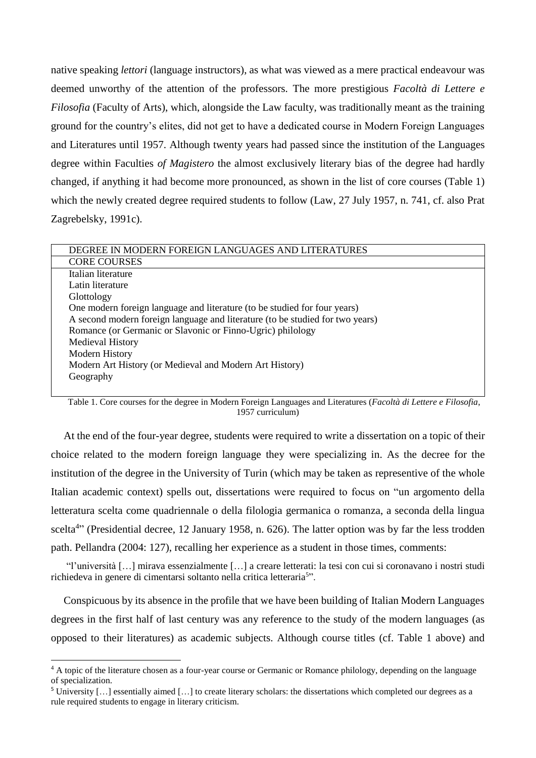native speaking *lettori* (language instructors), as what was viewed as a mere practical endeavour was deemed unworthy of the attention of the professors. The more prestigious *Facoltà di Lettere e Filosofia* (Faculty of Arts), which, alongside the Law faculty, was traditionally meant as the training ground for the country's elites, did not get to have a dedicated course in Modern Foreign Languages and Literatures until 1957. Although twenty years had passed since the institution of the Languages degree within Faculties *of Magistero* the almost exclusively literary bias of the degree had hardly changed, if anything it had become more pronounced, as shown in the list of core courses (Table 1) which the newly created degree required students to follow (Law, 27 July 1957, n. 741, cf. also Prat Zagrebelsky, 1991c).

| DEGREE IN MODERN FOREIGN LANGUAGES AND LITERATURES |
|---|
| CORE COURSES |
| Italian literature<br>Latin literature<br>Glottology<br>One modern foreign language and literature (to be studied for four years)<br>A second modern foreign language and literature (to be studied for two years)<br>Romance (or Germanic or Slavonic or Finno-Ugric) philology<br>Medieval History<br>Modern History<br>Modern Art History (or Medieval and Modern Art History)<br>Geography |

Table 1. Core courses for the degree in Modern Foreign Languages and Literatures (*Facoltà di Lettere e Filosofia*, 1957 curriculum)

At the end of the four-year degree, students were required to write a dissertation on a topic of their choice related to the modern foreign language they were specializing in. As the decree for the institution of the degree in the University of Turin (which may be taken as representive of the whole Italian academic context) spells out, dissertations were required to focus on "un argomento della letteratura scelta come quadriennale o della filologia germanica o romanza, a seconda della lingua scelta[4]" (Presidential decree, 12 January 1958, n. 626). The latter option was by far the less trodden path. Pellandra (2004: 127), recalling her experience as a student in those times, comments:

> "l'università […] mirava essenzialmente […] a creare letterati: la tesi con cui si coronavano i nostri studi richiedeva in genere di cimentarsi soltanto nella critica letteraria[5]".

Conspicuous by its absence in the profile that we have been building of Italian Modern Languages degrees in the first half of last century was any reference to the study of the modern languages (as opposed to their literatures) as academic subjects. Although course titles (cf. Table 1 above) and

[4] A topic of the literature chosen as a four-year course or Germanic or Romance philology, depending on the language of specialization.

[5] University […] essentially aimed […] to create literary scholars: the dissertations which completed our degrees as a rule required students to engage in literary criticism.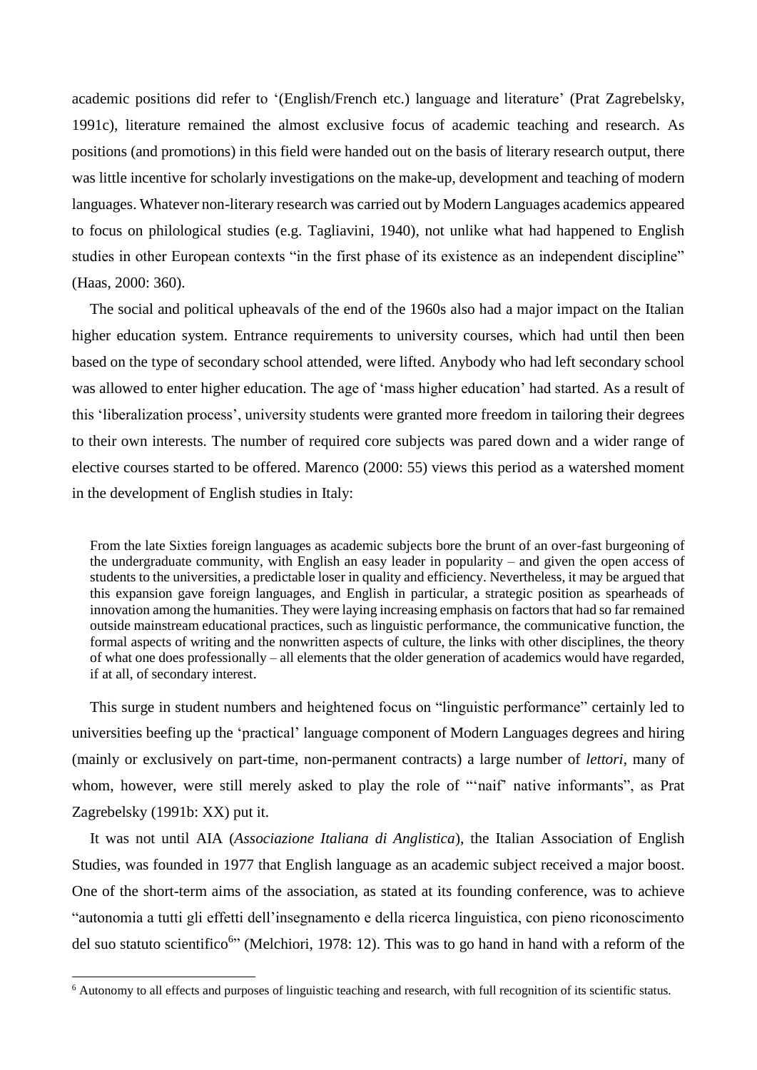academic positions did refer to '(English/French etc.) language and literature' (Prat Zagrebelsky, 1991c), literature remained the almost exclusive focus of academic teaching and research. As positions (and promotions) in this field were handed out on the basis of literary research output, there was little incentive for scholarly investigations on the make-up, development and teaching of modern languages. Whatever non-literary research was carried out by Modern Languages academics appeared to focus on philological studies (e.g. Tagliavini, 1940), not unlike what had happened to English studies in other European contexts "in the first phase of its existence as an independent discipline" (Haas, 2000: 360).

The social and political upheavals of the end of the 1960s also had a major impact on the Italian higher education system. Entrance requirements to university courses, which had until then been based on the type of secondary school attended, were lifted. Anybody who had left secondary school was allowed to enter higher education. The age of 'mass higher education' had started. As a result of this 'liberalization process', university students were granted more freedom in tailoring their degrees to their own interests. The number of required core subjects was pared down and a wider range of elective courses started to be offered. Marenco (2000: 55) views this period as a watershed moment in the development of English studies in Italy:

> From the late Sixties foreign languages as academic subjects bore the brunt of an over-fast burgeoning of the undergraduate community, with English an easy leader in popularity – and given the open access of students to the universities, a predictable loser in quality and efficiency. Nevertheless, it may be argued that this expansion gave foreign languages, and English in particular, a strategic position as spearheads of innovation among the humanities. They were laying increasing emphasis on factors that had so far remained outside mainstream educational practices, such as linguistic performance, the communicative function, the formal aspects of writing and the nonwritten aspects of culture, the links with other disciplines, the theory of what one does professionally – all elements that the older generation of academics would have regarded, if at all, of secondary interest.

This surge in student numbers and heightened focus on "linguistic performance" certainly led to universities beefing up the 'practical' language component of Modern Languages degrees and hiring (mainly or exclusively on part-time, non-permanent contracts) a large number of *lettori*, many of whom, however, were still merely asked to play the role of "'naif' native informants", as Prat Zagrebelsky (1991b: XX) put it.

It was not until AIA (*Associazione Italiana di Anglistica*), the Italian Association of English Studies, was founded in 1977 that English language as an academic subject received a major boost. One of the short-term aims of the association, as stated at its founding conference, was to achieve "autonomia a tutti gli effetti dell'insegnamento e della ricerca linguistica, con pieno riconoscimento del suo statuto scientifico[6]" (Melchiori, 1978: 12). This was to go hand in hand with a reform of the

[6] Autonomy to all effects and purposes of linguistic teaching and research, with full recognition of its scientific status.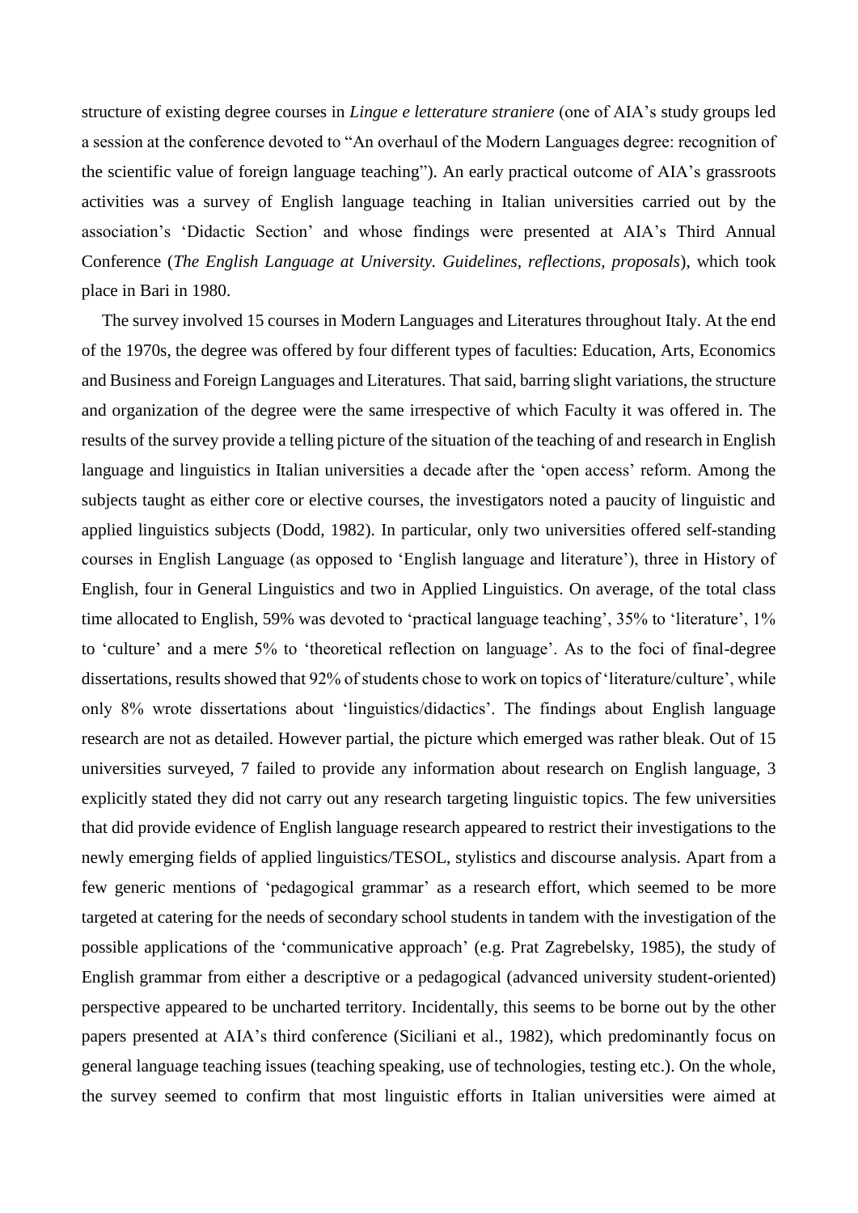structure of existing degree courses in *Lingue e letterature straniere* (one of AIA's study groups led a session at the conference devoted to "An overhaul of the Modern Languages degree: recognition of the scientific value of foreign language teaching"). An early practical outcome of AIA's grassroots activities was a survey of English language teaching in Italian universities carried out by the association's 'Didactic Section' and whose findings were presented at AIA's Third Annual Conference (*The English Language at University. Guidelines, reflections, proposals*), which took place in Bari in 1980.

The survey involved 15 courses in Modern Languages and Literatures throughout Italy. At the end of the 1970s, the degree was offered by four different types of faculties: Education, Arts, Economics and Business and Foreign Languages and Literatures. That said, barring slight variations, the structure and organization of the degree were the same irrespective of which Faculty it was offered in. The results of the survey provide a telling picture of the situation of the teaching of and research in English language and linguistics in Italian universities a decade after the 'open access' reform. Among the subjects taught as either core or elective courses, the investigators noted a paucity of linguistic and applied linguistics subjects (Dodd, 1982). In particular, only two universities offered self-standing courses in English Language (as opposed to 'English language and literature'), three in History of English, four in General Linguistics and two in Applied Linguistics. On average, of the total class time allocated to English, 59% was devoted to 'practical language teaching', 35% to 'literature', 1% to 'culture' and a mere 5% to 'theoretical reflection on language'. As to the foci of final-degree dissertations, results showed that 92% of students chose to work on topics of 'literature/culture', while only 8% wrote dissertations about 'linguistics/didactics'. The findings about English language research are not as detailed. However partial, the picture which emerged was rather bleak. Out of 15 universities surveyed, 7 failed to provide any information about research on English language, 3 explicitly stated they did not carry out any research targeting linguistic topics. The few universities that did provide evidence of English language research appeared to restrict their investigations to the newly emerging fields of applied linguistics/TESOL, stylistics and discourse analysis. Apart from a few generic mentions of 'pedagogical grammar' as a research effort, which seemed to be more targeted at catering for the needs of secondary school students in tandem with the investigation of the possible applications of the 'communicative approach' (e.g. Prat Zagrebelsky, 1985), the study of English grammar from either a descriptive or a pedagogical (advanced university student-oriented) perspective appeared to be uncharted territory. Incidentally, this seems to be borne out by the other papers presented at AIA's third conference (Siciliani et al., 1982), which predominantly focus on general language teaching issues (teaching speaking, use of technologies, testing etc.). On the whole, the survey seemed to confirm that most linguistic efforts in Italian universities were aimed at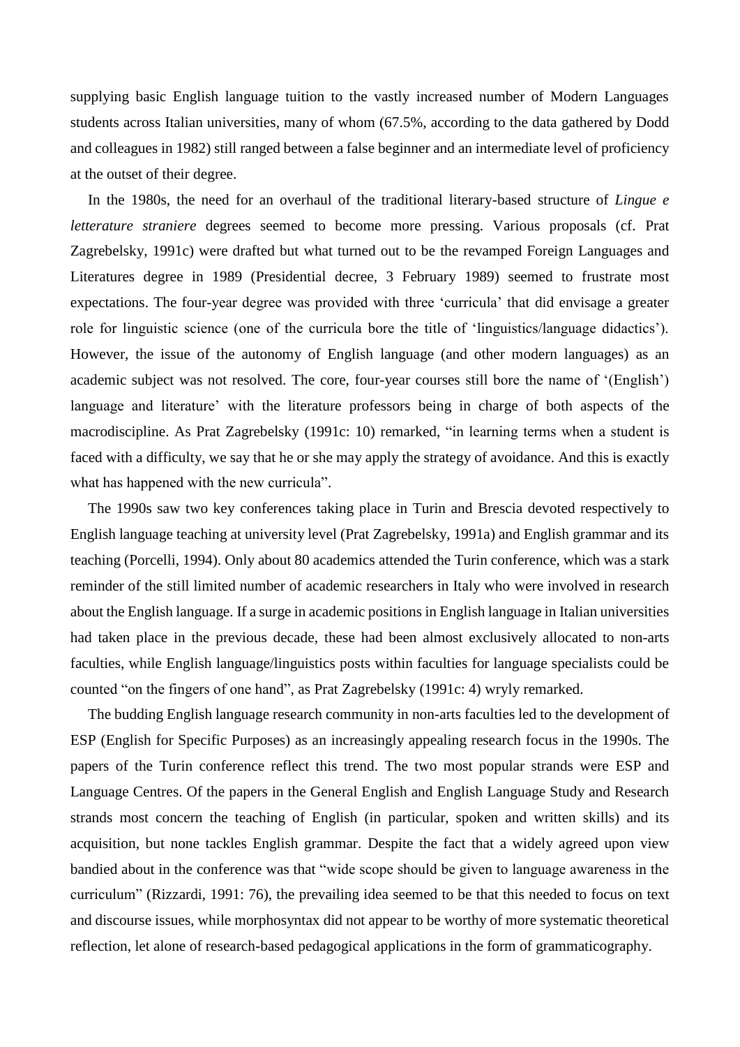supplying basic English language tuition to the vastly increased number of Modern Languages students across Italian universities, many of whom (67.5%, according to the data gathered by Dodd and colleagues in 1982) still ranged between a false beginner and an intermediate level of proficiency at the outset of their degree.

In the 1980s, the need for an overhaul of the traditional literary-based structure of *Lingue e letterature straniere* degrees seemed to become more pressing. Various proposals (cf. Prat Zagrebelsky, 1991c) were drafted but what turned out to be the revamped Foreign Languages and Literatures degree in 1989 (Presidential decree, 3 February 1989) seemed to frustrate most expectations. The four-year degree was provided with three 'curricula' that did envisage a greater role for linguistic science (one of the curricula bore the title of 'linguistics/language didactics'). However, the issue of the autonomy of English language (and other modern languages) as an academic subject was not resolved. The core, four-year courses still bore the name of '(English') language and literature' with the literature professors being in charge of both aspects of the macrodiscipline. As Prat Zagrebelsky (1991c: 10) remarked, "in learning terms when a student is faced with a difficulty, we say that he or she may apply the strategy of avoidance. And this is exactly what has happened with the new curricula".

The 1990s saw two key conferences taking place in Turin and Brescia devoted respectively to English language teaching at university level (Prat Zagrebelsky, 1991a) and English grammar and its teaching (Porcelli, 1994). Only about 80 academics attended the Turin conference, which was a stark reminder of the still limited number of academic researchers in Italy who were involved in research about the English language. If a surge in academic positions in English language in Italian universities had taken place in the previous decade, these had been almost exclusively allocated to non-arts faculties, while English language/linguistics posts within faculties for language specialists could be counted "on the fingers of one hand", as Prat Zagrebelsky (1991c: 4) wryly remarked.

The budding English language research community in non-arts faculties led to the development of ESP (English for Specific Purposes) as an increasingly appealing research focus in the 1990s. The papers of the Turin conference reflect this trend. The two most popular strands were ESP and Language Centres. Of the papers in the General English and English Language Study and Research strands most concern the teaching of English (in particular, spoken and written skills) and its acquisition, but none tackles English grammar. Despite the fact that a widely agreed upon view bandied about in the conference was that "wide scope should be given to language awareness in the curriculum" (Rizzardi, 1991: 76), the prevailing idea seemed to be that this needed to focus on text and discourse issues, while morphosyntax did not appear to be worthy of more systematic theoretical reflection, let alone of research-based pedagogical applications in the form of grammaticography.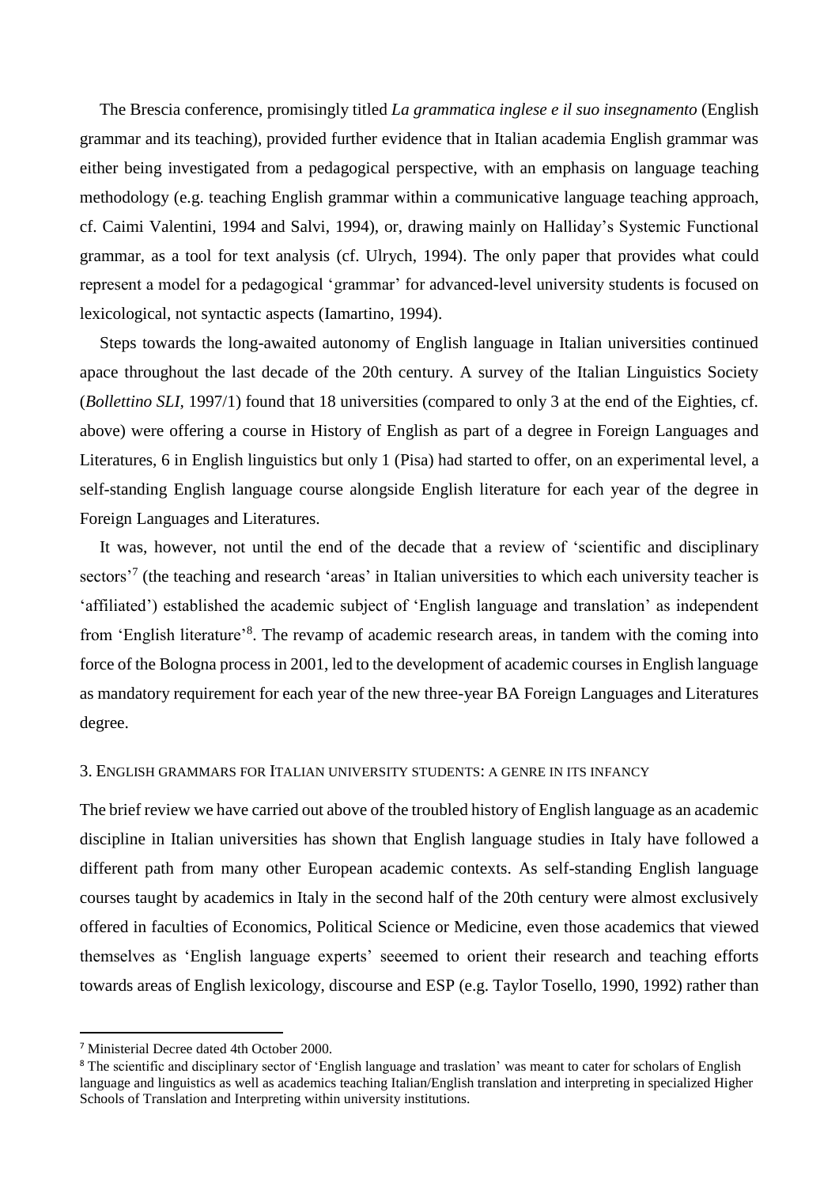The Brescia conference, promisingly titled *La grammatica inglese e il suo insegnamento* (English grammar and its teaching), provided further evidence that in Italian academia English grammar was either being investigated from a pedagogical perspective, with an emphasis on language teaching methodology (e.g. teaching English grammar within a communicative language teaching approach, cf. Caimi Valentini, 1994 and Salvi, 1994), or, drawing mainly on Halliday's Systemic Functional grammar, as a tool for text analysis (cf. Ulrych, 1994). The only paper that provides what could represent a model for a pedagogical 'grammar' for advanced-level university students is focused on lexicological, not syntactic aspects (Iamartino, 1994).

Steps towards the long-awaited autonomy of English language in Italian universities continued apace throughout the last decade of the 20th century. A survey of the Italian Linguistics Society (*Bollettino SLI*, 1997/1) found that 18 universities (compared to only 3 at the end of the Eighties, cf. above) were offering a course in History of English as part of a degree in Foreign Languages and Literatures, 6 in English linguistics but only 1 (Pisa) had started to offer, on an experimental level, a self-standing English language course alongside English literature for each year of the degree in Foreign Languages and Literatures.

It was, however, not until the end of the decade that a review of 'scientific and disciplinary sectors'[7] (the teaching and research 'areas' in Italian universities to which each university teacher is 'affiliated') established the academic subject of 'English language and translation' as independent from 'English literature'[8]. The revamp of academic research areas, in tandem with the coming into force of the Bologna process in 2001, led to the development of academic courses in English language as mandatory requirement for each year of the new three-year BA Foreign Languages and Literatures degree.

## 3. English grammars for Italian university students: a genre in its infancy

The brief review we have carried out above of the troubled history of English language as an academic discipline in Italian universities has shown that English language studies in Italy have followed a different path from many other European academic contexts. As self-standing English language courses taught by academics in Italy in the second half of the 20th century were almost exclusively offered in faculties of Economics, Political Science or Medicine, even those academics that viewed themselves as 'English language experts' seeemed to orient their research and teaching efforts towards areas of English lexicology, discourse and ESP (e.g. Taylor Tosello, 1990, 1992) rather than

---

[7] Ministerial Decree dated 4th October 2000.

[8] The scientific and disciplinary sector of 'English language and traslation' was meant to cater for scholars of English language and linguistics as well as academics teaching Italian/English translation and interpreting in specialized Higher Schools of Translation and Interpreting within university institutions.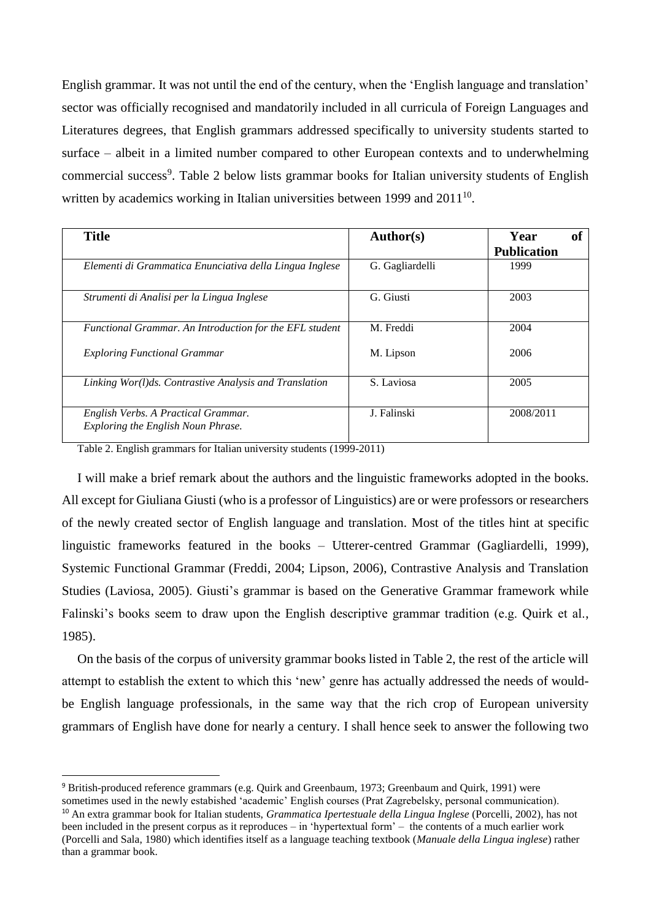English grammar. It was not until the end of the century, when the 'English language and translation' sector was officially recognised and mandatorily included in all curricula of Foreign Languages and Literatures degrees, that English grammars addressed specifically to university students started to surface – albeit in a limited number compared to other European contexts and to underwhelming commercial success[9]. Table 2 below lists grammar books for Italian university students of English written by academics working in Italian universities between 1999 and 2011[10].

| Title | Author(s) | Year of Publication |
|---|---|---|
| *Elementi di Grammatica Enunciativa della Lingua Inglese* | G. Gagliardelli | 1999 |
| *Strumenti di Analisi per la Lingua Inglese* | G. Giusti | 2003 |
| *Functional Grammar. An Introduction for the EFL student*<br><br>*Exploring Functional Grammar* | M. Freddi<br><br>M. Lipson | 2004<br><br>2006 |
| *Linking Wor(l)ds. Contrastive Analysis and Translation* | S. Laviosa | 2005 |
| *English Verbs. A Practical Grammar.*<br>*Exploring the English Noun Phrase.* | J. Falinski | 2008/2011 |

Table 2. English grammars for Italian university students (1999-2011)

I will make a brief remark about the authors and the linguistic frameworks adopted in the books. All except for Giuliana Giusti (who is a professor of Linguistics) are or were professors or researchers of the newly created sector of English language and translation. Most of the titles hint at specific linguistic frameworks featured in the books – Utterer-centred Grammar (Gagliardelli, 1999), Systemic Functional Grammar (Freddi, 2004; Lipson, 2006), Contrastive Analysis and Translation Studies (Laviosa, 2005). Giusti's grammar is based on the Generative Grammar framework while Falinski's books seem to draw upon the English descriptive grammar tradition (e.g. Quirk et al., 1985).

On the basis of the corpus of university grammar books listed in Table 2, the rest of the article will attempt to establish the extent to which this 'new' genre has actually addressed the needs of would-be English language professionals, in the same way that the rich crop of European university grammars of English have done for nearly a century. I shall hence seek to answer the following two

---

[9] British-produced reference grammars (e.g. Quirk and Greenbaum, 1973; Greenbaum and Quirk, 1991) were sometimes used in the newly estabished 'academic' English courses (Prat Zagrebelsky, personal communication).

[10] An extra grammar book for Italian students, *Grammatica Ipertestuale della Lingua Inglese* (Porcelli, 2002), has not been included in the present corpus as it reproduces – in 'hypertextual form' – the contents of a much earlier work (Porcelli and Sala, 1980) which identifies itself as a language teaching textbook (*Manuale della Lingua inglese*) rather than a grammar book.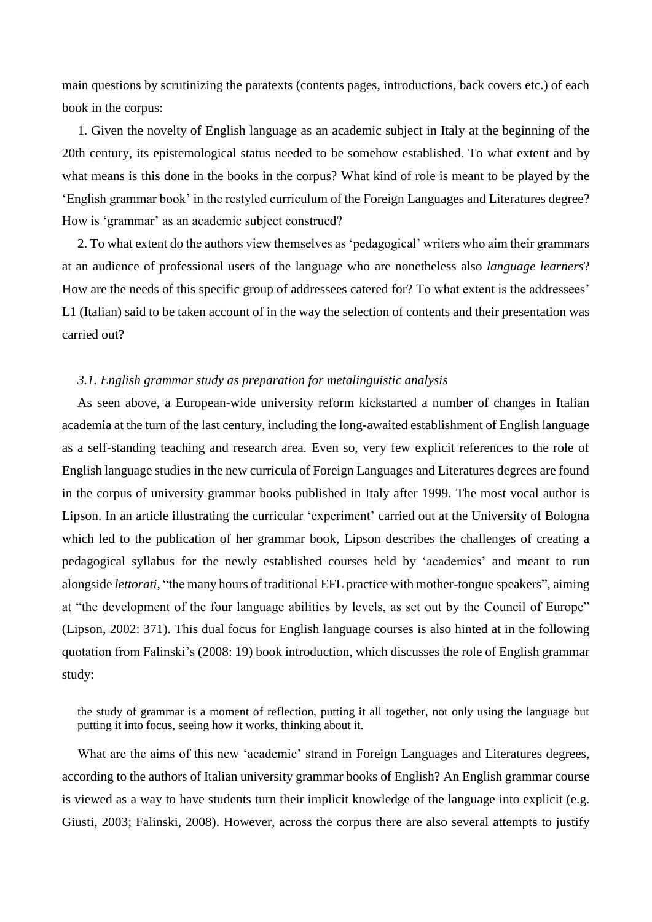main questions by scrutinizing the paratexts (contents pages, introductions, back covers etc.) of each book in the corpus:

1. Given the novelty of English language as an academic subject in Italy at the beginning of the 20th century, its epistemological status needed to be somehow established. To what extent and by what means is this done in the books in the corpus? What kind of role is meant to be played by the 'English grammar book' in the restyled curriculum of the Foreign Languages and Literatures degree? How is 'grammar' as an academic subject construed?

2. To what extent do the authors view themselves as 'pedagogical' writers who aim their grammars at an audience of professional users of the language who are nonetheless also *language learners*? How are the needs of this specific group of addressees catered for? To what extent is the addressees' L1 (Italian) said to be taken account of in the way the selection of contents and their presentation was carried out?

### *3.1. English grammar study as preparation for metalinguistic analysis*

As seen above, a European-wide university reform kickstarted a number of changes in Italian academia at the turn of the last century, including the long-awaited establishment of English language as a self-standing teaching and research area. Even so, very few explicit references to the role of English language studies in the new curricula of Foreign Languages and Literatures degrees are found in the corpus of university grammar books published in Italy after 1999. The most vocal author is Lipson. In an article illustrating the curricular 'experiment' carried out at the University of Bologna which led to the publication of her grammar book, Lipson describes the challenges of creating a pedagogical syllabus for the newly established courses held by 'academics' and meant to run alongside *lettorati*, "the many hours of traditional EFL practice with mother-tongue speakers", aiming at "the development of the four language abilities by levels, as set out by the Council of Europe" (Lipson, 2002: 371). This dual focus for English language courses is also hinted at in the following quotation from Falinski's (2008: 19) book introduction, which discusses the role of English grammar study:

> the study of grammar is a moment of reflection, putting it all together, not only using the language but putting it into focus, seeing how it works, thinking about it.

What are the aims of this new 'academic' strand in Foreign Languages and Literatures degrees, according to the authors of Italian university grammar books of English? An English grammar course is viewed as a way to have students turn their implicit knowledge of the language into explicit (e.g. Giusti, 2003; Falinski, 2008). However, across the corpus there are also several attempts to justify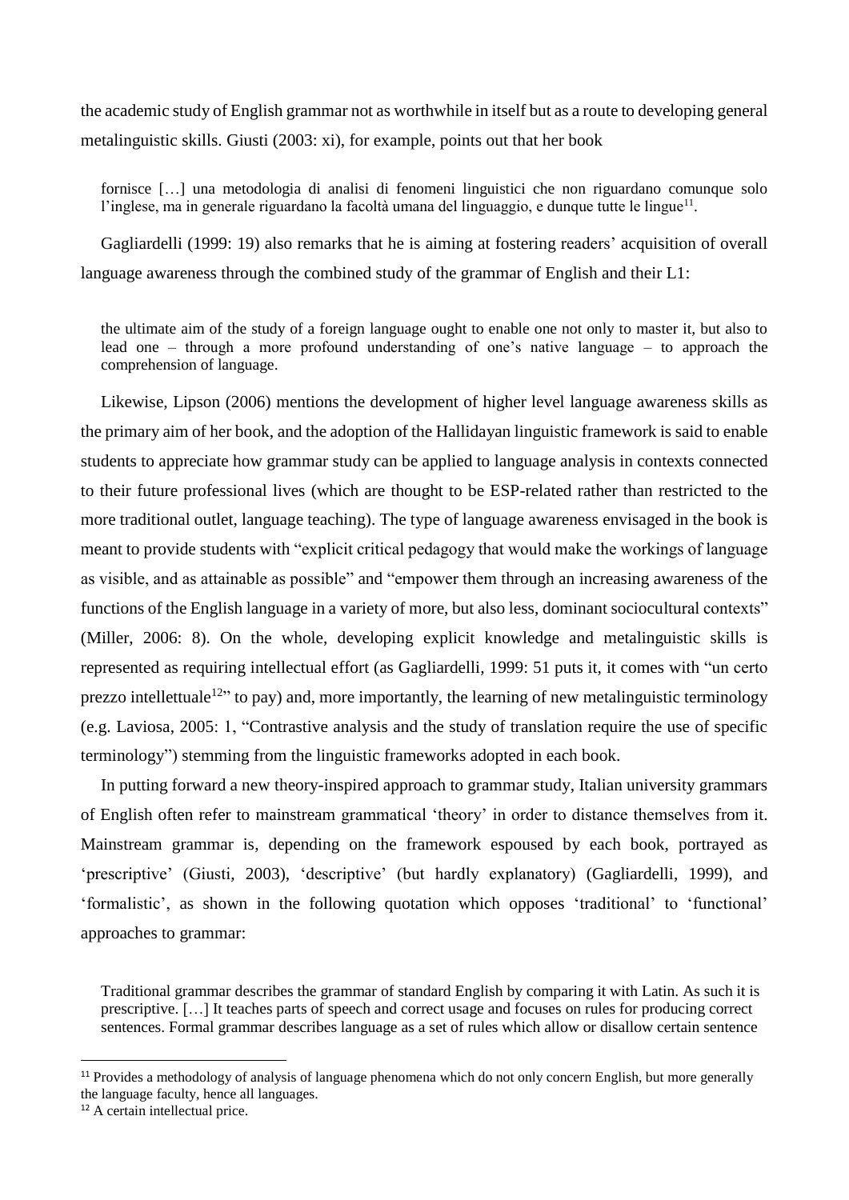the academic study of English grammar not as worthwhile in itself but as a route to developing general metalinguistic skills. Giusti (2003: xi), for example, points out that her book

> fornisce […] una metodologia di analisi di fenomeni linguistici che non riguardano comunque solo l'inglese, ma in generale riguardano la facoltà umana del linguaggio, e dunque tutte le lingue[11].

Gagliardelli (1999: 19) also remarks that he is aiming at fostering readers' acquisition of overall language awareness through the combined study of the grammar of English and their L1:

> the ultimate aim of the study of a foreign language ought to enable one not only to master it, but also to lead one – through a more profound understanding of one's native language – to approach the comprehension of language.

Likewise, Lipson (2006) mentions the development of higher level language awareness skills as the primary aim of her book, and the adoption of the Hallidayan linguistic framework is said to enable students to appreciate how grammar study can be applied to language analysis in contexts connected to their future professional lives (which are thought to be ESP-related rather than restricted to the more traditional outlet, language teaching). The type of language awareness envisaged in the book is meant to provide students with "explicit critical pedagogy that would make the workings of language as visible, and as attainable as possible" and "empower them through an increasing awareness of the functions of the English language in a variety of more, but also less, dominant sociocultural contexts" (Miller, 2006: 8). On the whole, developing explicit knowledge and metalinguistic skills is represented as requiring intellectual effort (as Gagliardelli, 1999: 51 puts it, it comes with "un certo prezzo intellettuale[12]" to pay) and, more importantly, the learning of new metalinguistic terminology (e.g. Laviosa, 2005: 1, "Contrastive analysis and the study of translation require the use of specific terminology") stemming from the linguistic frameworks adopted in each book.

In putting forward a new theory-inspired approach to grammar study, Italian university grammars of English often refer to mainstream grammatical 'theory' in order to distance themselves from it. Mainstream grammar is, depending on the framework espoused by each book, portrayed as 'prescriptive' (Giusti, 2003), 'descriptive' (but hardly explanatory) (Gagliardelli, 1999), and 'formalistic', as shown in the following quotation which opposes 'traditional' to 'functional' approaches to grammar:

> Traditional grammar describes the grammar of standard English by comparing it with Latin. As such it is prescriptive. […] It teaches parts of speech and correct usage and focuses on rules for producing correct sentences. Formal grammar describes language as a set of rules which allow or disallow certain sentence

---

[11] Provides a methodology of analysis of language phenomena which do not only concern English, but more generally the language faculty, hence all languages.

[12] A certain intellectual price.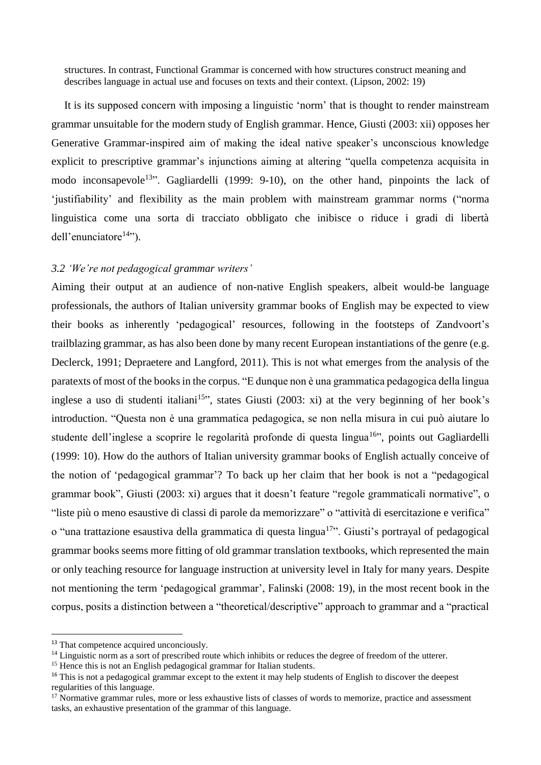structures. In contrast, Functional Grammar is concerned with how structures construct meaning and describes language in actual use and focuses on texts and their context. (Lipson, 2002: 19)

It is its supposed concern with imposing a linguistic 'norm' that is thought to render mainstream grammar unsuitable for the modern study of English grammar. Hence, Giusti (2003: xii) opposes her Generative Grammar-inspired aim of making the ideal native speaker's unconscious knowledge explicit to prescriptive grammar's injunctions aiming at altering "quella competenza acquisita in modo inconsapevole[13]". Gagliardelli (1999: 9-10), on the other hand, pinpoints the lack of 'justifiability' and flexibility as the main problem with mainstream grammar norms ("norma linguistica come una sorta di tracciato obbligato che inibisce o riduce i gradi di libertà dell'enunciatore[14]").

### *3.2 'We're not pedagogical grammar writers'*

Aiming their output at an audience of non-native English speakers, albeit would-be language professionals, the authors of Italian university grammar books of English may be expected to view their books as inherently 'pedagogical' resources, following in the footsteps of Zandvoort's trailblazing grammar, as has also been done by many recent European instantiations of the genre (e.g. Declerck, 1991; Depraetere and Langford, 2011). This is not what emerges from the analysis of the paratexts of most of the books in the corpus. "E dunque non è una grammatica pedagogica della lingua inglese a uso di studenti italiani[15]", states Giusti (2003: xi) at the very beginning of her book's introduction. "Questa non è una grammatica pedagogica, se non nella misura in cui può aiutare lo studente dell'inglese a scoprire le regolarità profonde di questa lingua[16]", points out Gagliardelli (1999: 10). How do the authors of Italian university grammar books of English actually conceive of the notion of 'pedagogical grammar'? To back up her claim that her book is not a "pedagogical grammar book", Giusti (2003: xi) argues that it doesn't feature "regole grammaticali normative", o "liste più o meno esaustive di classi di parole da memorizzare" o "attività di esercitazione e verifica" o "una trattazione esaustiva della grammatica di questa lingua[17]". Giusti's portrayal of pedagogical grammar books seems more fitting of old grammar translation textbooks, which represented the main or only teaching resource for language instruction at university level in Italy for many years. Despite not mentioning the term 'pedagogical grammar', Falinski (2008: 19), in the most recent book in the corpus, posits a distinction between a "theoretical/descriptive" approach to grammar and a "practical

---

[13] That competence acquired unconciously.

[14] Linguistic norm as a sort of prescribed route which inhibits or reduces the degree of freedom of the utterer.

[15] Hence this is not an English pedagogical grammar for Italian students.

[16] This is not a pedagogical grammar except to the extent it may help students of English to discover the deepest regularities of this language.

[17] Normative grammar rules, more or less exhaustive lists of classes of words to memorize, practice and assessment tasks, an exhaustive presentation of the grammar of this language.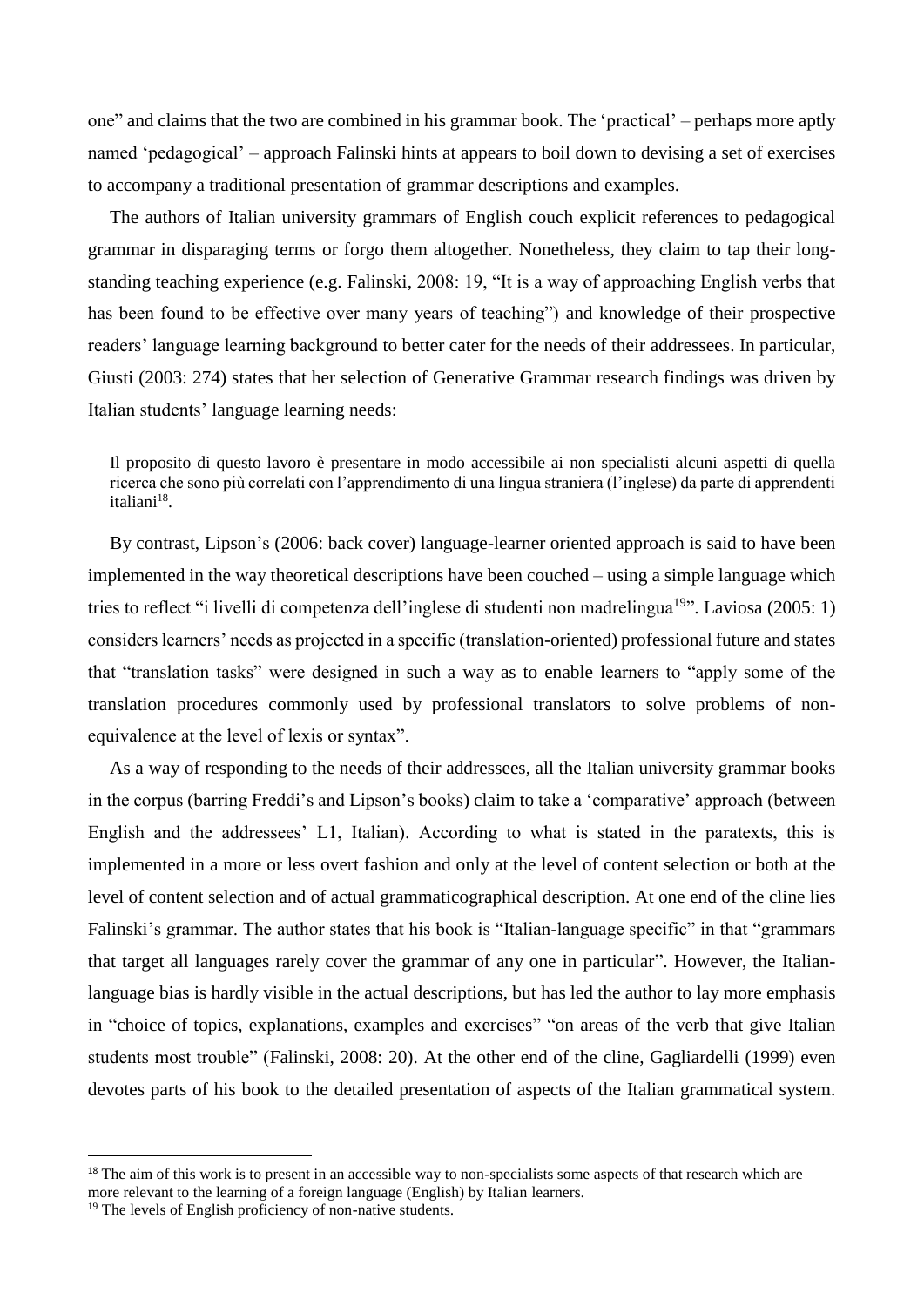one" and claims that the two are combined in his grammar book. The 'practical' – perhaps more aptly named 'pedagogical' – approach Falinski hints at appears to boil down to devising a set of exercises to accompany a traditional presentation of grammar descriptions and examples.

The authors of Italian university grammars of English couch explicit references to pedagogical grammar in disparaging terms or forgo them altogether. Nonetheless, they claim to tap their long-standing teaching experience (e.g. Falinski, 2008: 19, "It is a way of approaching English verbs that has been found to be effective over many years of teaching") and knowledge of their prospective readers' language learning background to better cater for the needs of their addressees. In particular, Giusti (2003: 274) states that her selection of Generative Grammar research findings was driven by Italian students' language learning needs:

> Il proposito di questo lavoro è presentare in modo accessibile ai non specialisti alcuni aspetti di quella ricerca che sono più correlati con l'apprendimento di una lingua straniera (l'inglese) da parte di apprendenti italiani[18].

By contrast, Lipson's (2006: back cover) language-learner oriented approach is said to have been implemented in the way theoretical descriptions have been couched – using a simple language which tries to reflect "i livelli di competenza dell'inglese di studenti non madrelingua[19]". Laviosa (2005: 1) considers learners' needs as projected in a specific (translation-oriented) professional future and states that "translation tasks" were designed in such a way as to enable learners to "apply some of the translation procedures commonly used by professional translators to solve problems of non-equivalence at the level of lexis or syntax".

As a way of responding to the needs of their addressees, all the Italian university grammar books in the corpus (barring Freddi's and Lipson's books) claim to take a 'comparative' approach (between English and the addressees' L1, Italian). According to what is stated in the paratexts, this is implemented in a more or less overt fashion and only at the level of content selection or both at the level of content selection and of actual grammaticographical description. At one end of the cline lies Falinski's grammar. The author states that his book is "Italian-language specific" in that "grammars that target all languages rarely cover the grammar of any one in particular". However, the Italian-language bias is hardly visible in the actual descriptions, but has led the author to lay more emphasis in "choice of topics, explanations, examples and exercises" "on areas of the verb that give Italian students most trouble" (Falinski, 2008: 20). At the other end of the cline, Gagliardelli (1999) even devotes parts of his book to the detailed presentation of aspects of the Italian grammatical system.

---

[18] The aim of this work is to present in an accessible way to non-specialists some aspects of that research which are more relevant to the learning of a foreign language (English) by Italian learners.

[19] The levels of English proficiency of non-native students.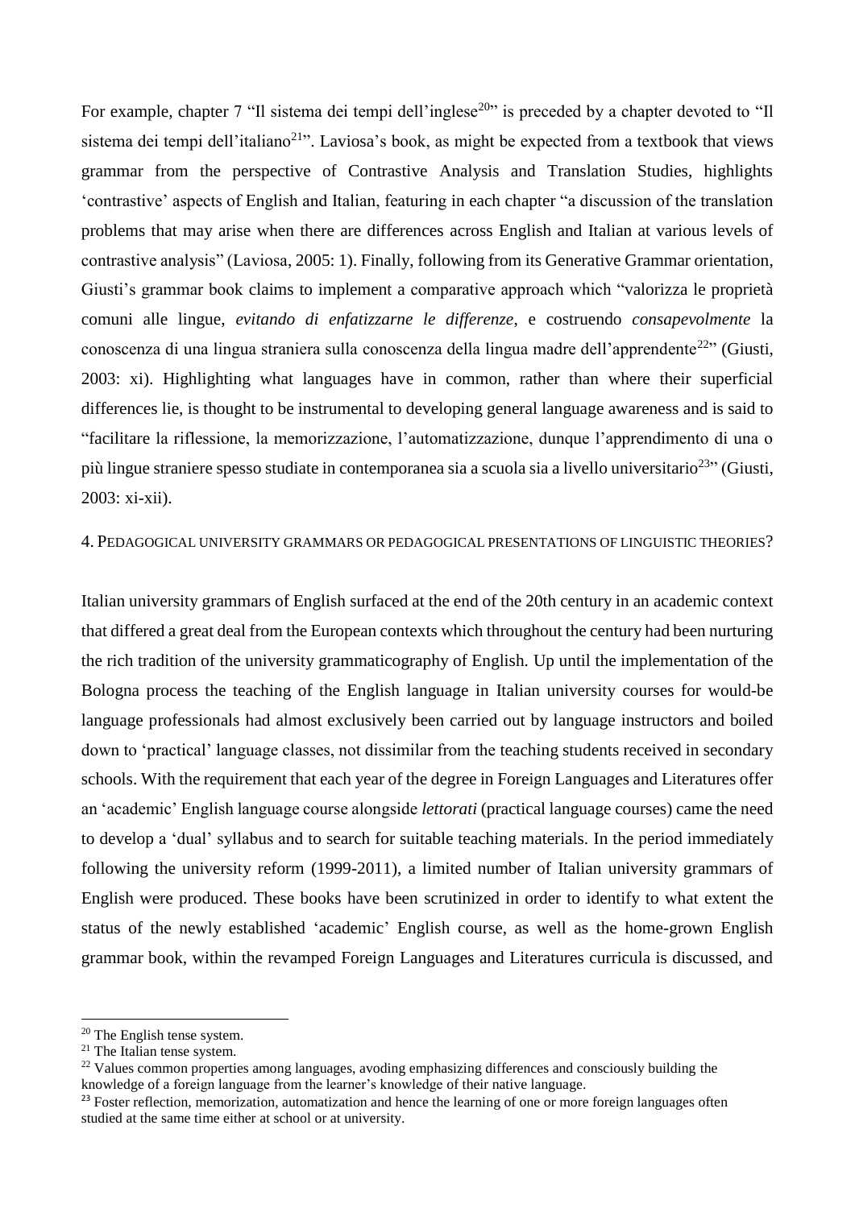For example, chapter 7 "Il sistema dei tempi dell'inglese[20]" is preceded by a chapter devoted to "Il sistema dei tempi dell'italiano[21]". Laviosa's book, as might be expected from a textbook that views grammar from the perspective of Contrastive Analysis and Translation Studies, highlights 'contrastive' aspects of English and Italian, featuring in each chapter "a discussion of the translation problems that may arise when there are differences across English and Italian at various levels of contrastive analysis" (Laviosa, 2005: 1). Finally, following from its Generative Grammar orientation, Giusti's grammar book claims to implement a comparative approach which "valorizza le proprietà comuni alle lingue, *evitando di enfatizzarne le differenze*, e costruendo *consapevolmente* la conoscenza di una lingua straniera sulla conoscenza della lingua madre dell'apprendente[22]" (Giusti, 2003: xi). Highlighting what languages have in common, rather than where their superficial differences lie, is thought to be instrumental to developing general language awareness and is said to "facilitare la riflessione, la memorizzazione, l'automatizzazione, dunque l'apprendimento di una o più lingue straniere spesso studiate in contemporanea sia a scuola sia a livello universitario[23]" (Giusti, 2003: xi-xii).

## 4. Pedagogical university grammars or pedagogical presentations of linguistic theories?

Italian university grammars of English surfaced at the end of the 20th century in an academic context that differed a great deal from the European contexts which throughout the century had been nurturing the rich tradition of the university grammaticography of English. Up until the implementation of the Bologna process the teaching of the English language in Italian university courses for would-be language professionals had almost exclusively been carried out by language instructors and boiled down to 'practical' language classes, not dissimilar from the teaching students received in secondary schools. With the requirement that each year of the degree in Foreign Languages and Literatures offer an 'academic' English language course alongside *lettorati* (practical language courses) came the need to develop a 'dual' syllabus and to search for suitable teaching materials. In the period immediately following the university reform (1999-2011), a limited number of Italian university grammars of English were produced. These books have been scrutinized in order to identify to what extent the status of the newly established 'academic' English course, as well as the home-grown English grammar book, within the revamped Foreign Languages and Literatures curricula is discussed, and

[20] The English tense system.

[21] The Italian tense system.

[22] Values common properties among languages, avoding emphasizing differences and consciously building the knowledge of a foreign language from the learner's knowledge of their native language.

[23] Foster reflection, memorization, automatization and hence the learning of one or more foreign languages often studied at the same time either at school or at university.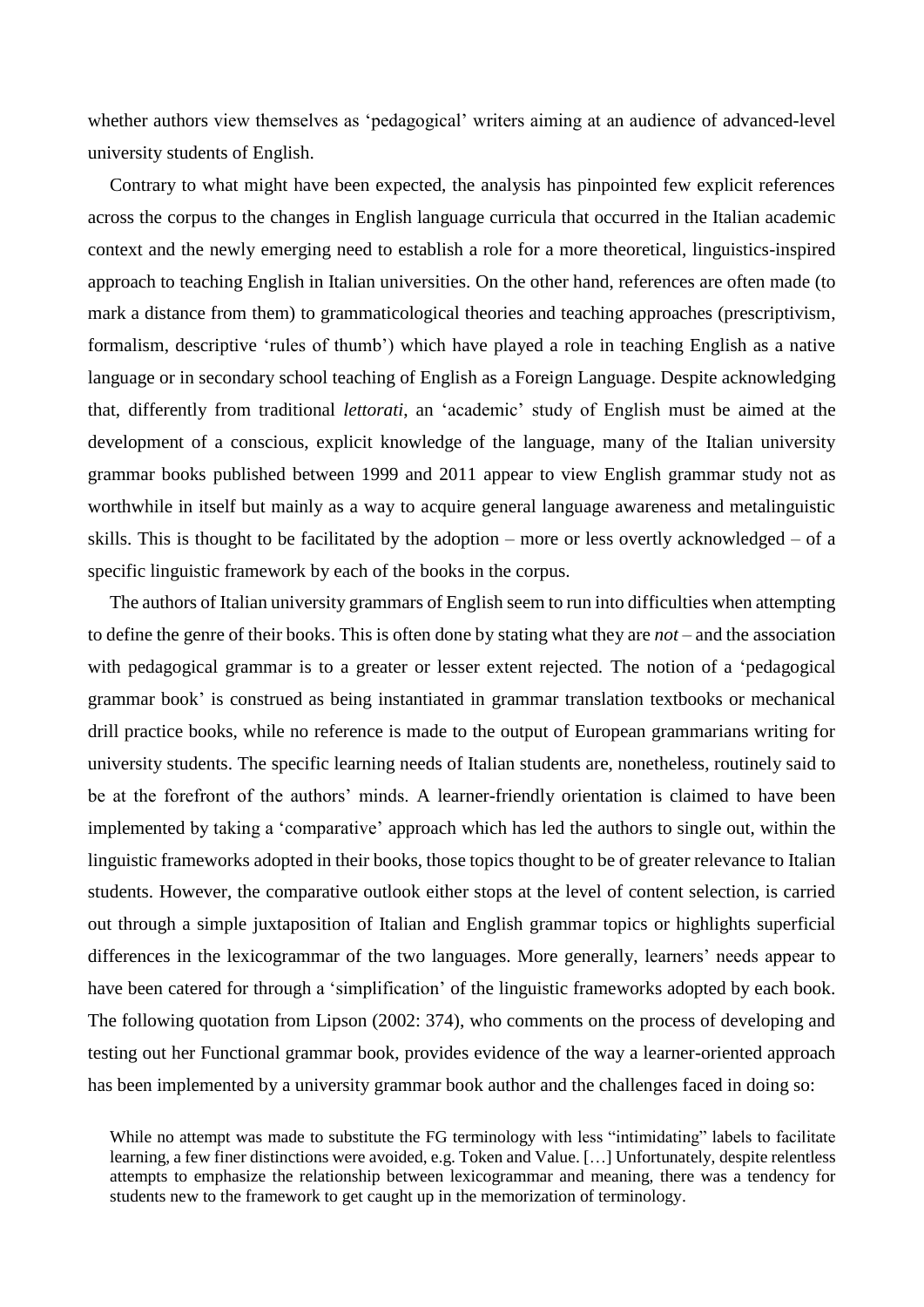whether authors view themselves as 'pedagogical' writers aiming at an audience of advanced-level university students of English.

Contrary to what might have been expected, the analysis has pinpointed few explicit references across the corpus to the changes in English language curricula that occurred in the Italian academic context and the newly emerging need to establish a role for a more theoretical, linguistics-inspired approach to teaching English in Italian universities. On the other hand, references are often made (to mark a distance from them) to grammaticological theories and teaching approaches (prescriptivism, formalism, descriptive 'rules of thumb') which have played a role in teaching English as a native language or in secondary school teaching of English as a Foreign Language. Despite acknowledging that, differently from traditional *lettorati*, an 'academic' study of English must be aimed at the development of a conscious, explicit knowledge of the language, many of the Italian university grammar books published between 1999 and 2011 appear to view English grammar study not as worthwhile in itself but mainly as a way to acquire general language awareness and metalinguistic skills. This is thought to be facilitated by the adoption – more or less overtly acknowledged – of a specific linguistic framework by each of the books in the corpus.

The authors of Italian university grammars of English seem to run into difficulties when attempting to define the genre of their books. This is often done by stating what they are *not* – and the association with pedagogical grammar is to a greater or lesser extent rejected. The notion of a 'pedagogical grammar book' is construed as being instantiated in grammar translation textbooks or mechanical drill practice books, while no reference is made to the output of European grammarians writing for university students. The specific learning needs of Italian students are, nonetheless, routinely said to be at the forefront of the authors' minds. A learner-friendly orientation is claimed to have been implemented by taking a 'comparative' approach which has led the authors to single out, within the linguistic frameworks adopted in their books, those topics thought to be of greater relevance to Italian students. However, the comparative outlook either stops at the level of content selection, is carried out through a simple juxtaposition of Italian and English grammar topics or highlights superficial differences in the lexicogrammar of the two languages. More generally, learners' needs appear to have been catered for through a 'simplification' of the linguistic frameworks adopted by each book. The following quotation from Lipson (2002: 374), who comments on the process of developing and testing out her Functional grammar book, provides evidence of the way a learner-oriented approach has been implemented by a university grammar book author and the challenges faced in doing so:

> While no attempt was made to substitute the FG terminology with less "intimidating" labels to facilitate learning, a few finer distinctions were avoided, e.g. Token and Value. […] Unfortunately, despite relentless attempts to emphasize the relationship between lexicogrammar and meaning, there was a tendency for students new to the framework to get caught up in the memorization of terminology.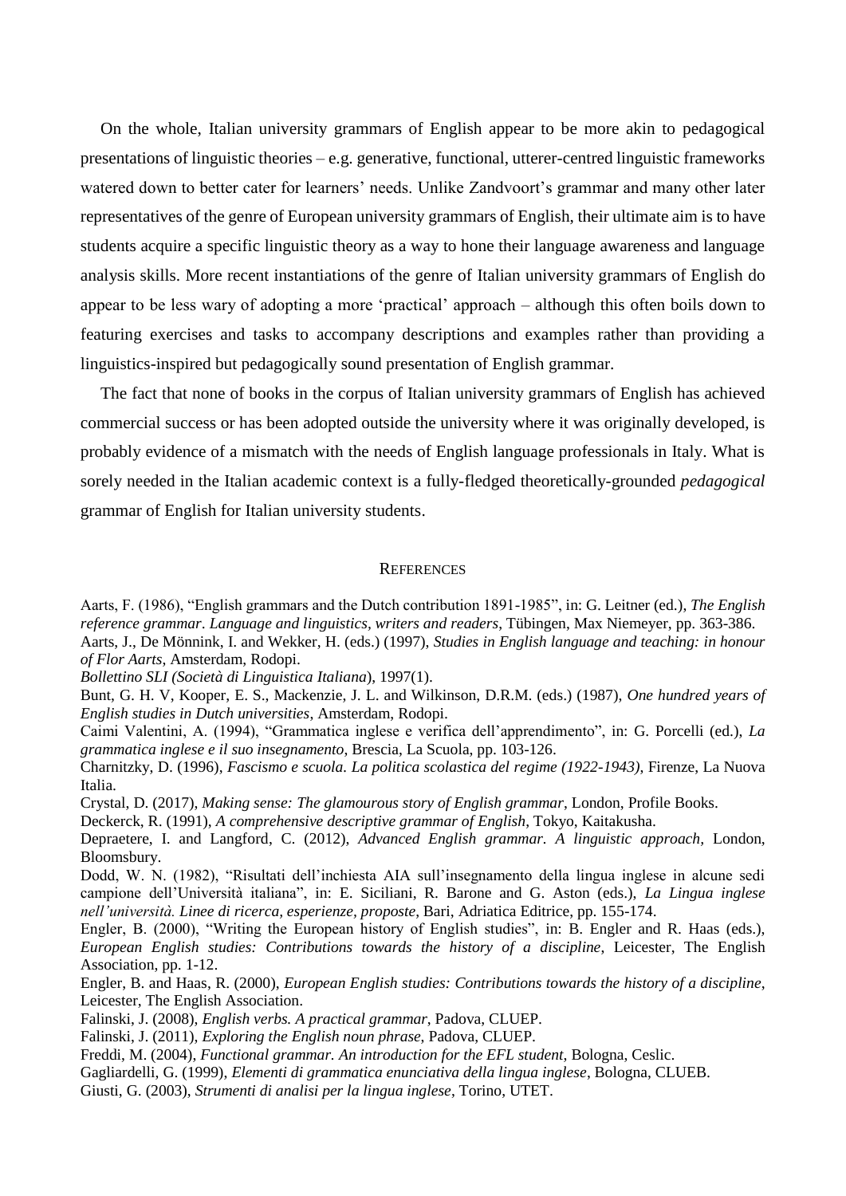On the whole, Italian university grammars of English appear to be more akin to pedagogical presentations of linguistic theories – e.g. generative, functional, utterer-centred linguistic frameworks watered down to better cater for learners' needs. Unlike Zandvoort's grammar and many other later representatives of the genre of European university grammars of English, their ultimate aim is to have students acquire a specific linguistic theory as a way to hone their language awareness and language analysis skills. More recent instantiations of the genre of Italian university grammars of English do appear to be less wary of adopting a more 'practical' approach – although this often boils down to featuring exercises and tasks to accompany descriptions and examples rather than providing a linguistics-inspired but pedagogically sound presentation of English grammar.

The fact that none of books in the corpus of Italian university grammars of English has achieved commercial success or has been adopted outside the university where it was originally developed, is probably evidence of a mismatch with the needs of English language professionals in Italy. What is sorely needed in the Italian academic context is a fully-fledged theoretically-grounded *pedagogical* grammar of English for Italian university students.

## References

Aarts, F. (1986), "English grammars and the Dutch contribution 1891-1985", in: G. Leitner (ed.), *The English reference grammar. Language and linguistics, writers and readers*, Tübingen, Max Niemeyer, pp. 363-386.

Aarts, J., De Mönnink, I. and Wekker, H. (eds.) (1997), *Studies in English language and teaching: in honour of Flor Aarts*, Amsterdam, Rodopi.

*Bollettino SLI (Società di Linguistica Italiana*), 1997(1).

Bunt, G. H. V, Kooper, E. S., Mackenzie, J. L. and Wilkinson, D.R.M. (eds.) (1987), *One hundred years of English studies in Dutch universities*, Amsterdam, Rodopi.

Caimi Valentini, A. (1994), "Grammatica inglese e verifica dell'apprendimento", in: G. Porcelli (ed.), *La grammatica inglese e il suo insegnamento*, Brescia, La Scuola, pp. 103-126.

Charnitzky, D. (1996), *Fascismo e scuola. La politica scolastica del regime (1922-1943)*, Firenze, La Nuova Italia.

Crystal, D. (2017), *Making sense: The glamourous story of English grammar*, London, Profile Books.

Deckerck, R. (1991), *A comprehensive descriptive grammar of English*, Tokyo, Kaitakusha.

Depraetere, I. and Langford, C. (2012), *Advanced English grammar. A linguistic approach*, London, Bloomsbury.

Dodd, W. N. (1982), "Risultati dell'inchiesta AIA sull'insegnamento della lingua inglese in alcune sedi campione dell'Università italiana", in: E. Siciliani, R. Barone and G. Aston (eds.), *La Lingua inglese nell'università. Linee di ricerca, esperienze, proposte*, Bari, Adriatica Editrice, pp. 155-174.

Engler, B. (2000), "Writing the European history of English studies", in: B. Engler and R. Haas (eds.), *European English studies: Contributions towards the history of a discipline*, Leicester, The English Association, pp. 1-12.

Engler, B. and Haas, R. (2000), *European English studies: Contributions towards the history of a discipline*, Leicester, The English Association.

Falinski, J. (2008), *English verbs. A practical grammar*, Padova, CLUEP.

Falinski, J. (2011), *Exploring the English noun phrase*, Padova, CLUEP.

Freddi, M. (2004), *Functional grammar. An introduction for the EFL student*, Bologna, Ceslic.

Gagliardelli, G. (1999), *Elementi di grammatica enunciativa della lingua inglese*, Bologna, CLUEB.

Giusti, G. (2003), *Strumenti di analisi per la lingua inglese*, Torino, UTET.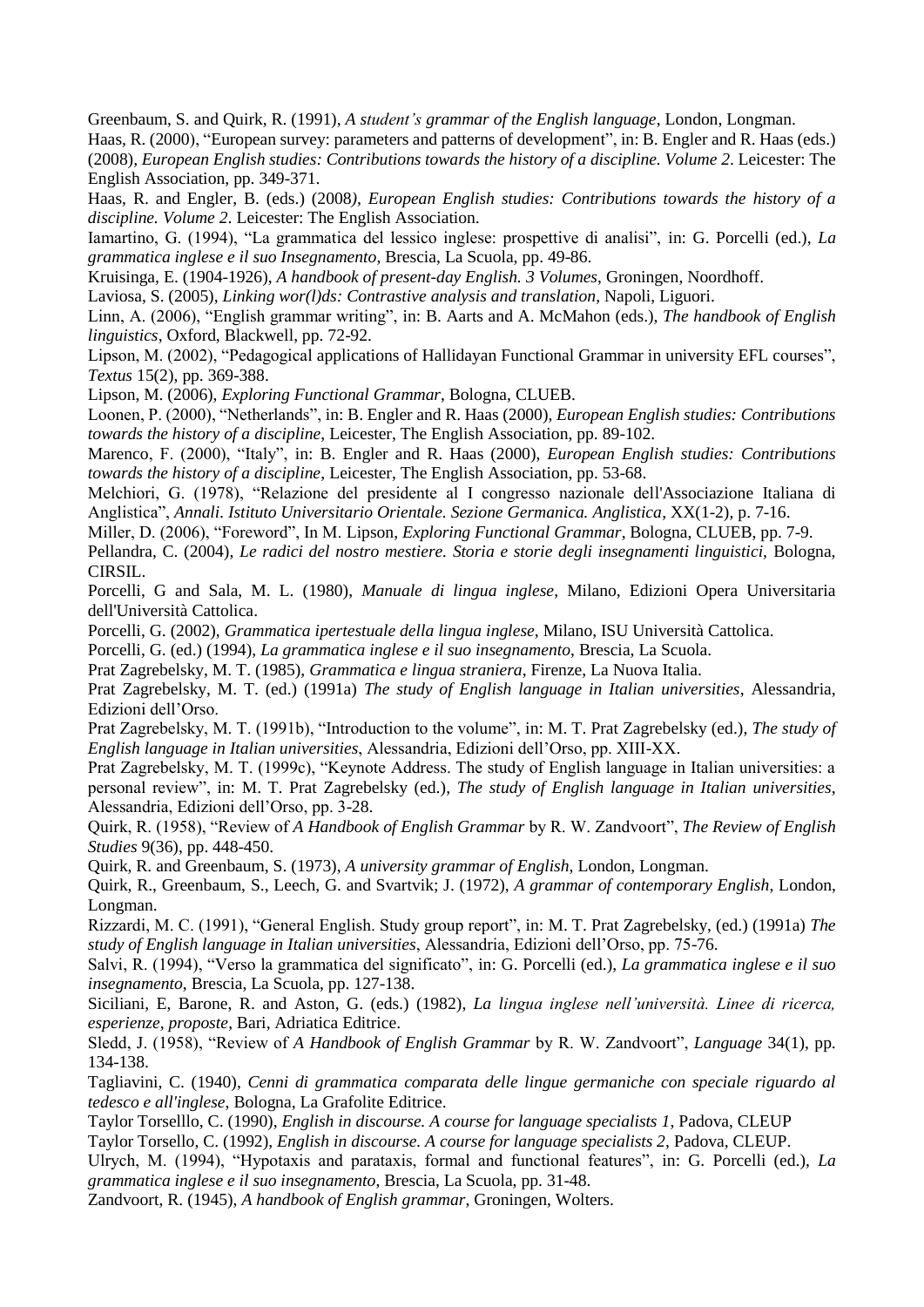Greenbaum, S. and Quirk, R. (1991), *A student's grammar of the English language*, London, Longman.

Haas, R. (2000), "European survey: parameters and patterns of development", in: B. Engler and R. Haas (eds.) (2008), *European English studies: Contributions towards the history of a discipline. Volume 2*. Leicester: The English Association, pp. 349-371.

Haas, R. and Engler, B. (eds.) (2008), *European English studies: Contributions towards the history of a discipline. Volume 2*. Leicester: The English Association.

Iamartino, G. (1994), "La grammatica del lessico inglese: prospettive di analisi", in: G. Porcelli (ed.), *La grammatica inglese e il suo Insegnamento*, Brescia, La Scuola, pp. 49-86.

Kruisinga, E. (1904-1926), *A handbook of present-day English. 3 Volumes*, Groningen, Noordhoff.

Laviosa, S. (2005), *Linking wor(l)ds: Contrastive analysis and translation*, Napoli, Liguori.

Linn, A. (2006), "English grammar writing", in: B. Aarts and A. McMahon (eds.), *The handbook of English linguistics*, Oxford, Blackwell, pp. 72-92.

Lipson, M. (2002), "Pedagogical applications of Hallidayan Functional Grammar in university EFL courses", *Textus* 15(2), pp. 369-388.

Lipson, M. (2006), *Exploring Functional Grammar*, Bologna, CLUEB.

Loonen, P. (2000), "Netherlands", in: B. Engler and R. Haas (2000), *European English studies: Contributions towards the history of a discipline*, Leicester, The English Association, pp. 89-102.

Marenco, F. (2000), "Italy", in: B. Engler and R. Haas (2000), *European English studies: Contributions towards the history of a discipline*, Leicester, The English Association, pp. 53-68.

Melchiori, G. (1978), "Relazione del presidente al I congresso nazionale dell'Associazione Italiana di Anglistica", *Annali. Istituto Universitario Orientale. Sezione Germanica. Anglistica*, XX(1-2), p. 7-16.

Miller, D. (2006), "Foreword", In M. Lipson, *Exploring Functional Grammar*, Bologna, CLUEB, pp. 7-9.

Pellandra, C. (2004), *Le radici del nostro mestiere. Storia e storie degli insegnamenti linguistici*, Bologna, CIRSIL.

Porcelli, G and Sala, M. L. (1980), *Manuale di lingua inglese*, Milano, Edizioni Opera Universitaria dell'Università Cattolica.

Porcelli, G. (2002), *Grammatica ipertestuale della lingua inglese*, Milano, ISU Università Cattolica.

Porcelli, G. (ed.) (1994), *La grammatica inglese e il suo insegnamento*, Brescia, La Scuola.

Prat Zagrebelsky, M. T. (1985), *Grammatica e lingua straniera*, Firenze, La Nuova Italia.

Prat Zagrebelsky, M. T. (ed.) (1991a) *The study of English language in Italian universities*, Alessandria, Edizioni dell'Orso.

Prat Zagrebelsky, M. T. (1991b), "Introduction to the volume", in: M. T. Prat Zagrebelsky (ed.), *The study of English language in Italian universities*, Alessandria, Edizioni dell'Orso, pp. XIII-XX.

Prat Zagrebelsky, M. T. (1999c), "Keynote Address. The study of English language in Italian universities: a personal review", in: M. T. Prat Zagrebelsky (ed.), *The study of English language in Italian universities*, Alessandria, Edizioni dell'Orso, pp. 3-28.

Quirk, R. (1958), "Review of *A Handbook of English Grammar* by R. W. Zandvoort", *The Review of English Studies* 9(36), pp. 448-450.

Quirk, R. and Greenbaum, S. (1973), *A university grammar of English*, London, Longman.

Quirk, R., Greenbaum, S., Leech, G. and Svartvik; J. (1972), *A grammar of contemporary English*, London, Longman.

Rizzardi, M. C. (1991), "General English. Study group report", in: M. T. Prat Zagrebelsky, (ed.) (1991a) *The study of English language in Italian universities*, Alessandria, Edizioni dell'Orso, pp. 75-76.

Salvi, R. (1994), "Verso la grammatica del significato", in: G. Porcelli (ed.), *La grammatica inglese e il suo insegnamento*, Brescia, La Scuola, pp. 127-138.

Siciliani, E, Barone, R. and Aston, G. (eds.) (1982), *La lingua inglese nell'università. Linee di ricerca, esperienze, proposte*, Bari, Adriatica Editrice.

Sledd, J. (1958), "Review of *A Handbook of English Grammar* by R. W. Zandvoort", *Language* 34(1), pp. 134-138.

Tagliavini, C. (1940), *Cenni di grammatica comparata delle lingue germaniche con speciale riguardo al tedesco e all'inglese*, Bologna, La Grafolite Editrice.

Taylor Torselllo, C. (1990), *English in discourse. A course for language specialists 1*, Padova, CLEUP

Taylor Torsello, C. (1992), *English in discourse. A course for language specialists 2*, Padova, CLEUP.

Ulrych, M. (1994), "Hypotaxis and parataxis, formal and functional features", in: G. Porcelli (ed.), *La grammatica inglese e il suo insegnamento*, Brescia, La Scuola, pp. 31-48.

Zandvoort, R. (1945), *A handbook of English grammar*, Groningen, Wolters.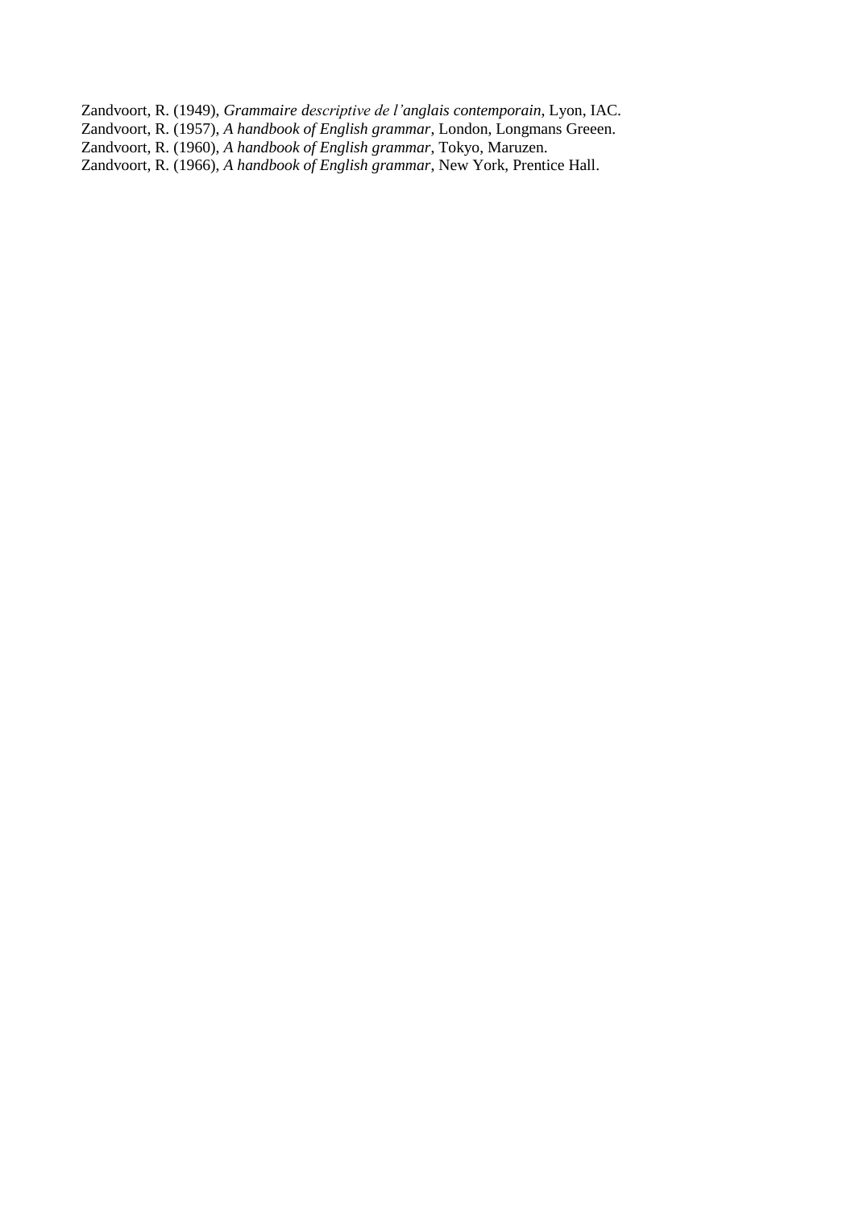Zandvoort, R. (1949), *Grammaire descriptive de l'anglais contemporain*, Lyon, IAC.
Zandvoort, R. (1957), *A handbook of English grammar*, London, Longmans Greeen.
Zandvoort, R. (1960), *A handbook of English grammar*, Tokyo, Maruzen.
Zandvoort, R. (1966), *A handbook of English grammar*, New York, Prentice Hall.